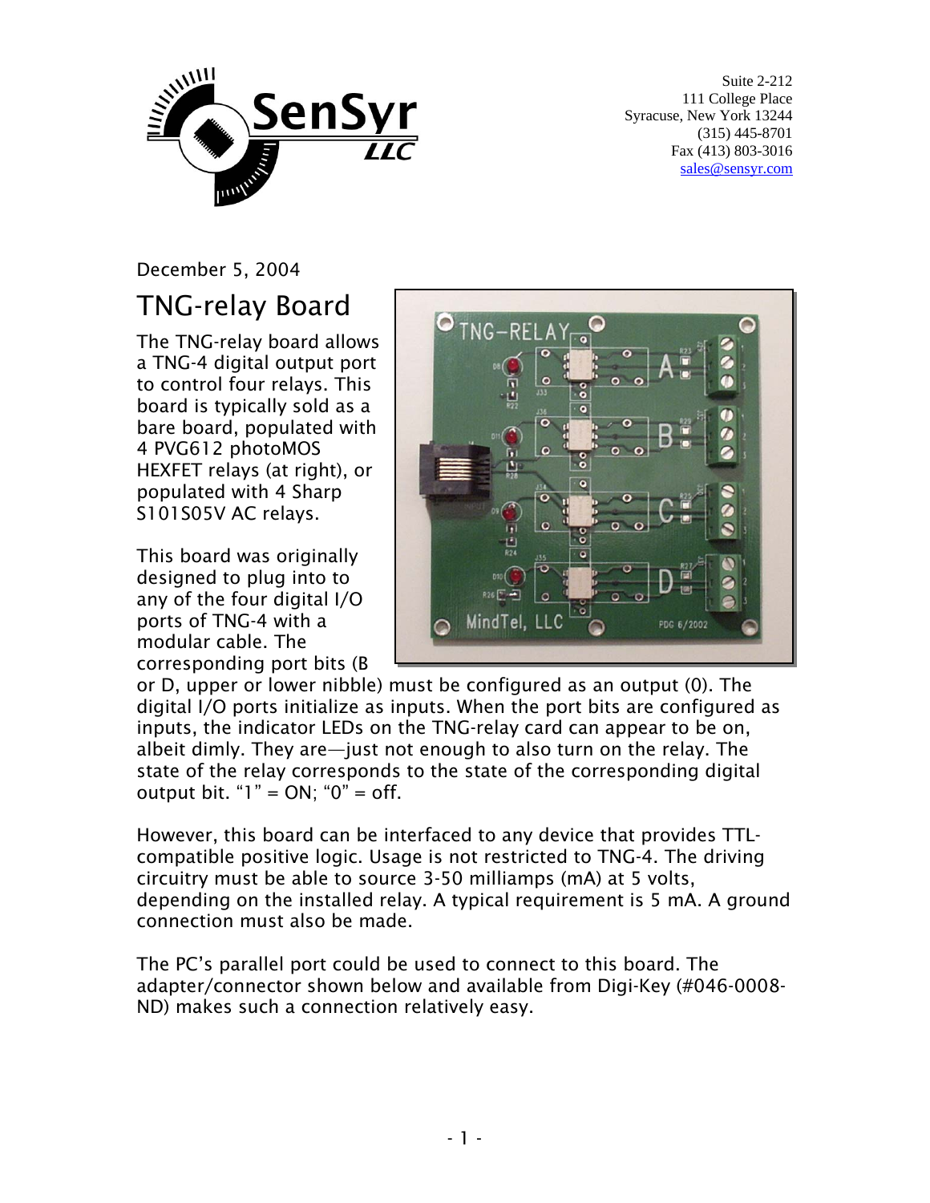Suite 2-212
111 College Place
Syracuse, New York 13244
(315) 445-8701
Fax (413) 803-3016
sales@sensyr.com

December 5, 2004

# TNG-relay Board

The TNG-relay board allows a TNG-4 digital output port to control four relays. This board is typically sold as a bare board, populated with 4 PVG612 photoMOS HEXFET relays (at right), or populated with 4 Sharp S101S05V AC relays.

This board was originally designed to plug into to any of the four digital I/O ports of TNG-4 with a modular cable. The corresponding port bits (B or D, upper or lower nibble) must be configured as an output (0). The digital I/O ports initialize as inputs. When the port bits are configured as inputs, the indicator LEDs on the TNG-relay card can appear to be on, albeit dimly. They are—just not enough to also turn on the relay. The state of the relay corresponds to the state of the corresponding digital output bit. “1” = ON; “0” = off.

However, this board can be interfaced to any device that provides TTL-compatible positive logic. Usage is not restricted to TNG-4. The driving circuitry must be able to source 3-50 milliamps (mA) at 5 volts, depending on the installed relay. A typical requirement is 5 mA. A ground connection must also be made.

The PC’s parallel port could be used to connect to this board. The adapter/connector shown below and available from Digi-Key (#046-0008-ND) makes such a connection relatively easy.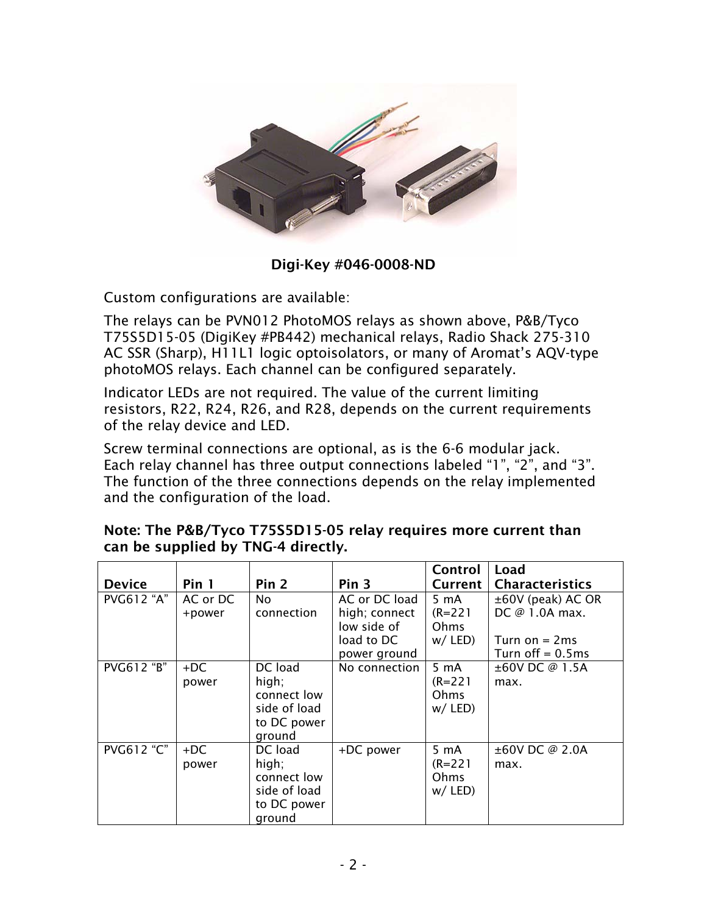**Digi-Key #046-0008-ND**

Custom configurations are available:

The relays can be PVN012 PhotoMOS relays as shown above, P&B/Tyco T75S5D15-05 (DigiKey #PB442) mechanical relays, Radio Shack 275-310 AC SSR (Sharp), H11L1 logic optoisolators, or many of Aromat's AQV-type photoMOS relays. Each channel can be configured separately.

Indicator LEDs are not required. The value of the current limiting resistors, R22, R24, R26, and R28, depends on the current requirements of the relay device and LED.

Screw terminal connections are optional, as is the 6-6 modular jack. Each relay channel has three output connections labeled "1", "2", and "3". The function of the three connections depends on the relay implemented and the configuration of the load.

**Note: The P&B/Tyco T75S5D15-05 relay requires more current than can be supplied by TNG-4 directly.**

| Device | Pin 1 | Pin 2 | Pin 3 | Control Current | Load Characteristics |
|---|---|---|---|---|---|
| PVG612 "A" | AC or DC +power | No connection | AC or DC load high; connect low side of load to DC power ground | 5 mA (R=221 Ohms w/ LED) | ±60V (peak) AC OR DC @ 1.0A max.<br><br>Turn on = 2ms<br>Turn off = 0.5ms |
| PVG612 "B" | +DC power | DC load high; connect low side of load to DC power ground | No connection | 5 mA (R=221 Ohms w/ LED) | ±60V DC @ 1.5A max. |
| PVG612 "C" | +DC power | DC load high; connect low side of load to DC power ground | +DC power | 5 mA (R=221 Ohms w/ LED) | ±60V DC @ 2.0A max. |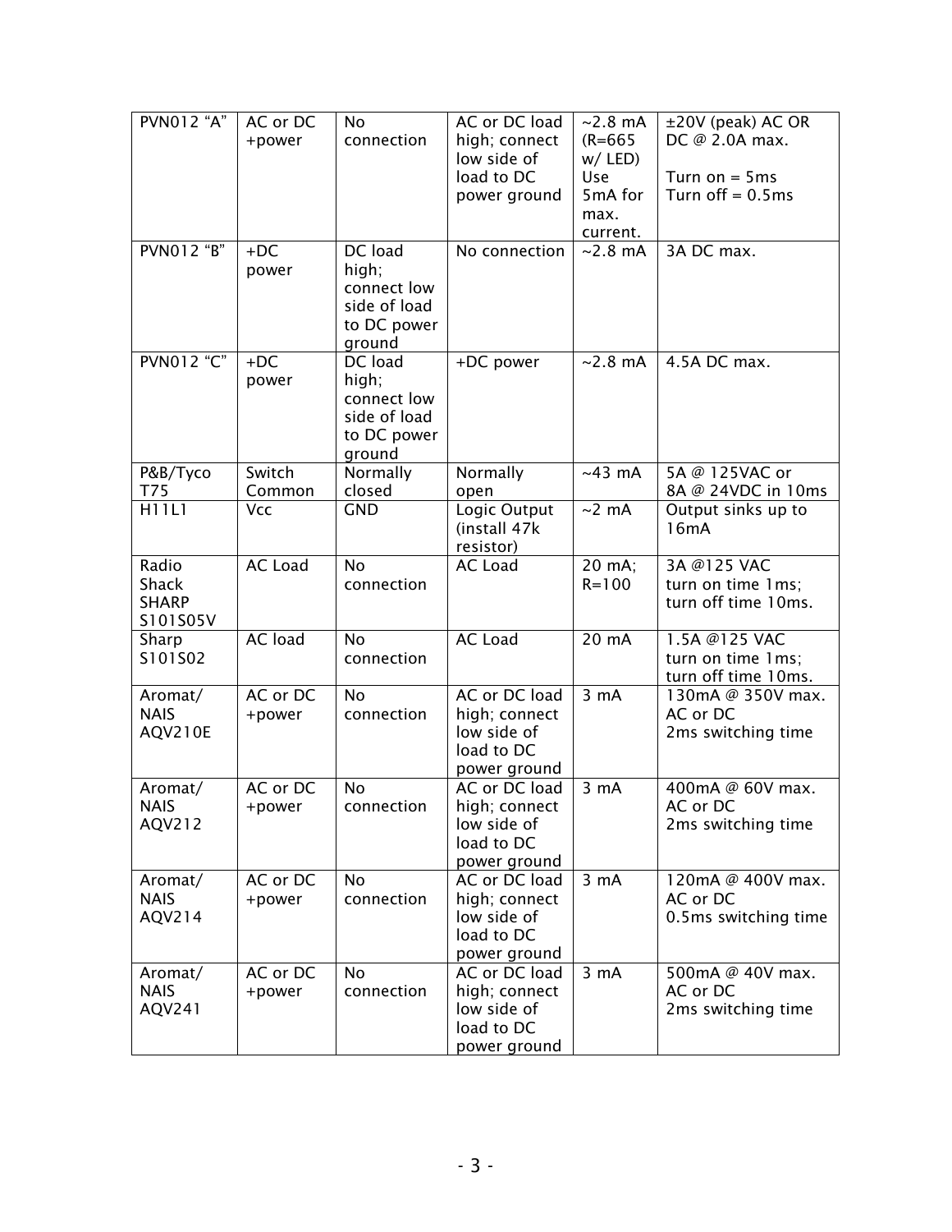| PVN012 "A" | AC or DC +power | No connection | AC or DC load high; connect low side of load to DC power ground | ~2.8 mA (R=665 w/ LED) Use 5mA for max. current. | ±20V (peak) AC OR DC @ 2.0A max. Turn on = 5ms Turn off = 0.5ms |
|---|---|---|---|---|---|
| PVN012 "B" | +DC power | DC load high; connect low side of load to DC power ground | No connection | ~2.8 mA | 3A DC max. |
| PVN012 "C" | +DC power | DC load high; connect low side of load to DC power ground | +DC power | ~2.8 mA | 4.5A DC max. |
| P&B/Tyco T75 | Switch Common | Normally closed | Normally open | ~43 mA | 5A @ 125VAC or 8A @ 24VDC in 10ms |
| H11L1 | Vcc | GND | Logic Output (install 47k resistor) | ~2 mA | Output sinks up to 16mA |
| Radio Shack SHARP S101S05V | AC Load | No connection | AC Load | 20 mA; R=100 | 3A @125 VAC turn on time 1ms; turn off time 10ms. |
| Sharp S101S02 | AC load | No connection | AC Load | 20 mA | 1.5A @125 VAC turn on time 1ms; turn off time 10ms. |
| Aromat/ NAIS AQV210E | AC or DC +power | No connection | AC or DC load high; connect low side of load to DC power ground | 3 mA | 130mA @ 350V max. AC or DC 2ms switching time |
| Aromat/ NAIS AQV212 | AC or DC +power | No connection | AC or DC load high; connect low side of load to DC power ground | 3 mA | 400mA @ 60V max. AC or DC 2ms switching time |
| Aromat/ NAIS AQV214 | AC or DC +power | No connection | AC or DC load high; connect low side of load to DC power ground | 3 mA | 120mA @ 400V max. AC or DC 0.5ms switching time |
| Aromat/ NAIS AQV241 | AC or DC +power | No connection | AC or DC load high; connect low side of load to DC power ground | 3 mA | 500mA @ 40V max. AC or DC 2ms switching time |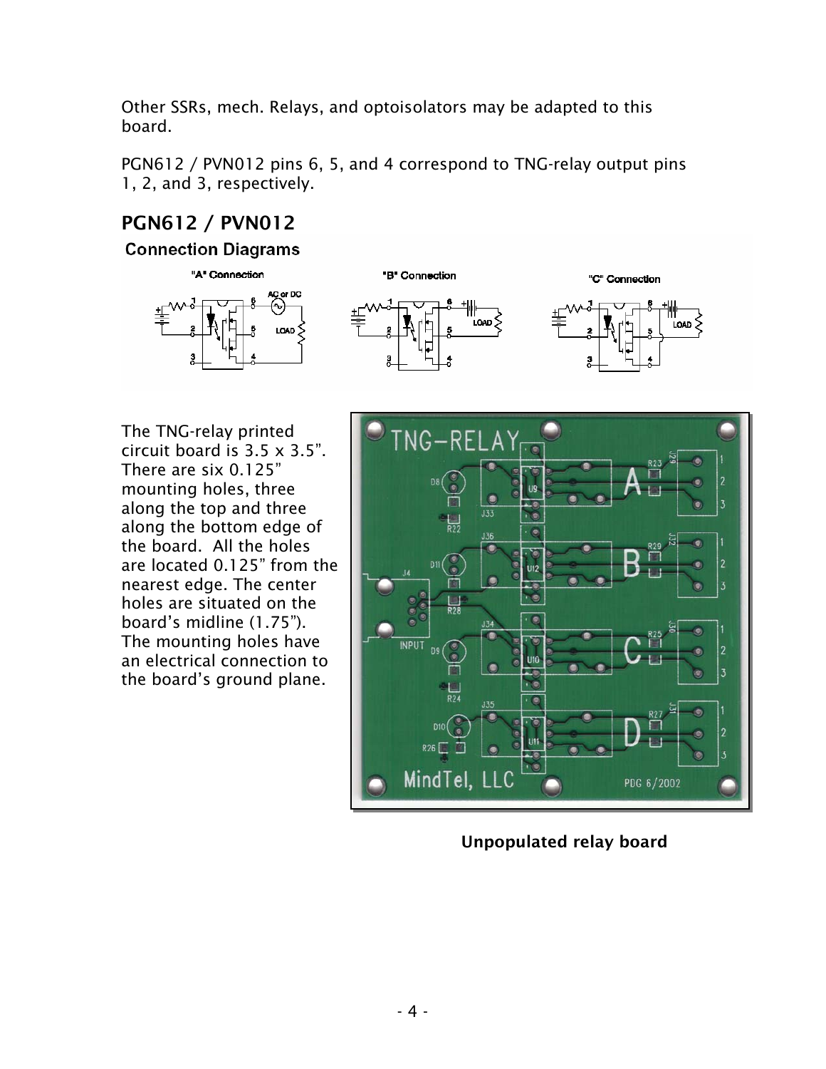Other SSRs, mech. Relays, and optoisolators may be adapted to this board.

PGN612 / PVN012 pins 6, 5, and 4 correspond to TNG-relay output pins 1, 2, and 3, respectively.

## PGN612 / PVN012

### Connection Diagrams

"A" Connection

"B" Connection

"C" Connection

The TNG-relay printed circuit board is 3.5 x 3.5". There are six 0.125" mounting holes, three along the top and three along the bottom edge of the board. All the holes are located 0.125" from the nearest edge. The center holes are situated on the board's midline (1.75"). The mounting holes have an electrical connection to the board's ground plane.

**Unpopulated relay board**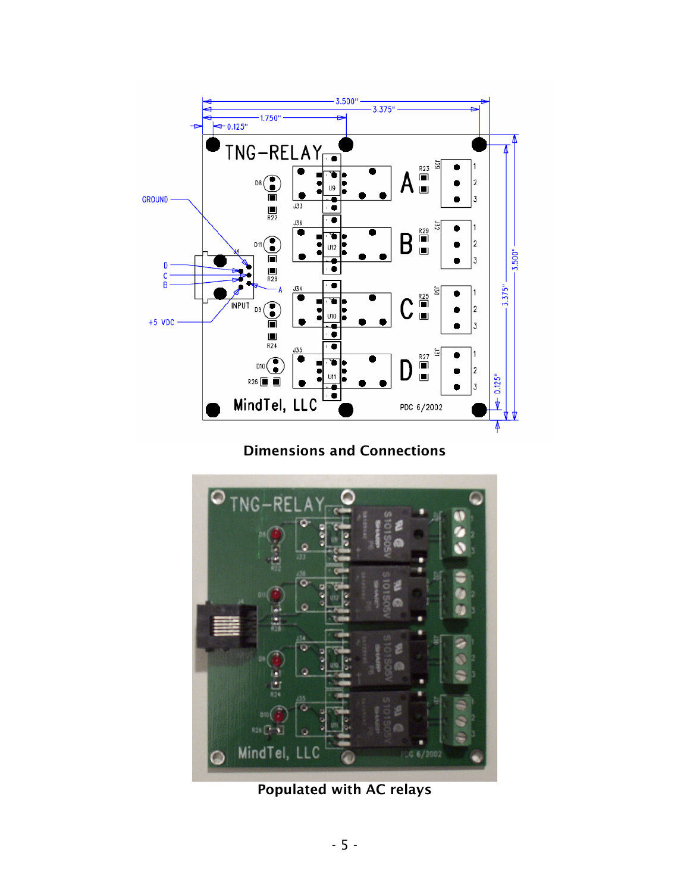3.500"
3.375"
1.750"
0.125"
TNG-RELAY
GROUND
D
C
B
A
INPUT
+5 VDC
MindTel, LLC
PDC 6/2002
3.500"
3.375"
0.125"

**Dimensions and Connections**

**Populated with AC relays**